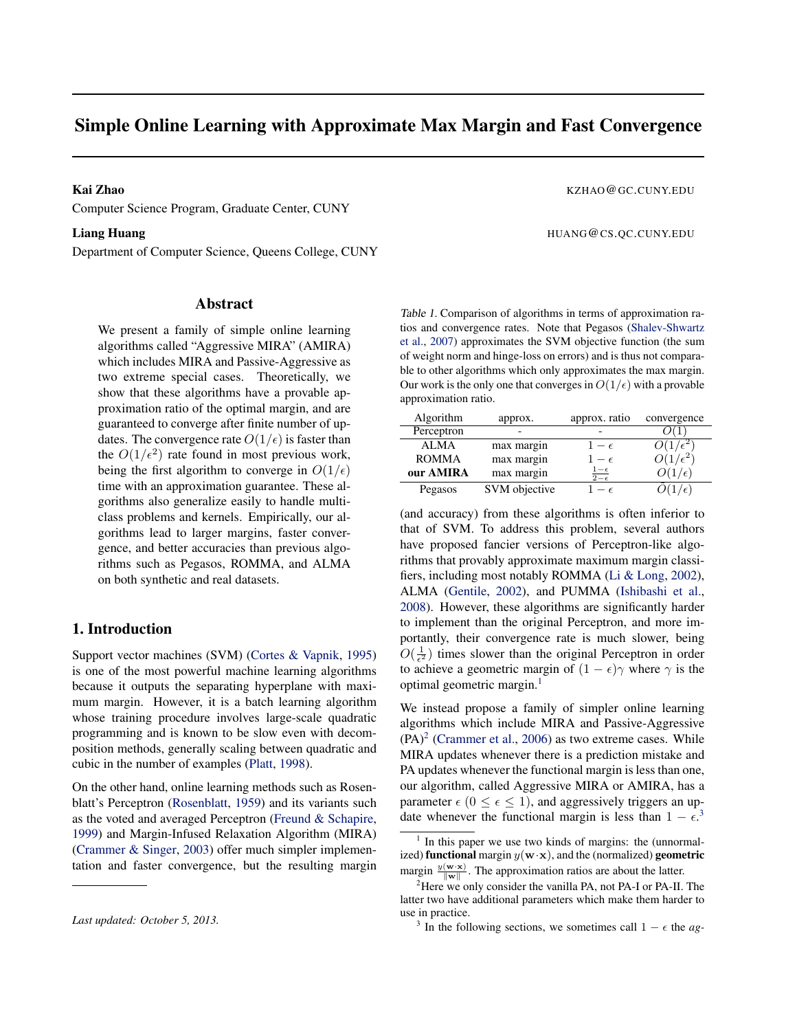# Simple Online Learning with Approximate Max Margin and Fast Convergence

**Kai Zhao** KZHAO@GC.CUNY.EDU

Computer Science Program, Graduate Center, CUNY

**Liang Huang** HUANG@CS.QC.CUNY.EDU

Department of Computer Science, Queens College, CUNY

## Abstract

We present a family of simple online learning algorithms called "Aggressive MIRA" (AMIRA) which includes MIRA and Passive-Aggressive as two extreme special cases. Theoretically, we show that these algorithms have a provable approximation ratio of the optimal margin, and are guaranteed to converge after finite number of updates. The convergence rate $O(1/\epsilon)$ is faster than the $O(1/\epsilon^2)$ rate found in most previous work, being the first algorithm to converge in $O(1/\epsilon)$ time with an approximation guarantee. These algorithms also generalize easily to handle multi-class problems and kernels. Empirically, our algorithms lead to larger margins, faster convergence, and better accuracies than previous algorithms such as Pegasos, ROMMA, and ALMA on both synthetic and real datasets.

## 1. Introduction

Support vector machines (SVM) (Cortes & Vapnik, 1995) is one of the most powerful machine learning algorithms because it outputs the separating hyperplane with maximum margin. However, it is a batch learning algorithm whose training procedure involves large-scale quadratic programming and is known to be slow even with decomposition methods, generally scaling between quadratic and cubic in the number of examples (Platt, 1998).

On the other hand, online learning methods such as Rosenblatt's Perceptron (Rosenblatt, 1959) and its variants such as the voted and averaged Perceptron (Freund & Schapire, 1999) and Margin-Infused Relaxation Algorithm (MIRA) (Crammer & Singer, 2003) offer much simpler implementation and faster convergence, but the resulting margin (and accuracy) from these algorithms is often inferior to that of SVM. To address this problem, several authors have proposed fancier versions of Perceptron-like algorithms that provably approximate maximum margin classifiers, including most notably ROMMA (Li & Long, 2002), ALMA (Gentile, 2002), and PUMMA (Ishibashi et al., 2008). However, these algorithms are significantly harder to implement than the original Perceptron, and more importantly, their convergence rate is much slower, being $O(\frac{1}{\epsilon^2})$ times slower than the original Perceptron in order to achieve a geometric margin of $(1-\epsilon)\gamma$ where $\gamma$ is the optimal geometric margin.[1]

Table 1. Comparison of algorithms in terms of approximation ratios and convergence rates. Note that Pegasos (Shalev-Shwartz et al., 2007) approximates the SVM objective function (the sum of weight norm and hinge-loss on errors) and is thus not comparable to other algorithms which only approximates the max margin. Our work is the only one that converges in $O(1/\epsilon)$ with a provable approximation ratio.

| Algorithm | approx. | approx. ratio | convergence |
|---|---|---|---|
| Perceptron | - | - | $O(1)$ |
| ALMA | max margin | $1-\epsilon$ | $O(1/\epsilon^2)$ |
| ROMMA | max margin | $1-\epsilon$ | $O(1/\epsilon^2)$ |
| **our AMIRA** | max margin | $\frac{1-\epsilon}{2-\epsilon}$ | $O(1/\epsilon)$ |
| Pegasos | SVM objective | $1-\epsilon$ | $\tilde{O}(1/\epsilon)$ |

We instead propose a family of simpler online learning algorithms which include MIRA and Passive-Aggressive (PA)[2] (Crammer et al., 2006) as two extreme cases. While MIRA updates whenever there is a prediction mistake and PA updates whenever the functional margin is less than one, our algorithm, called Aggressive MIRA or AMIRA, has a parameter $\epsilon$ ($0 \leq \epsilon \leq 1$), and aggressively triggers an update whenever the functional margin is less than $1-\epsilon$.[3]

[1] In this paper we use two kinds of margins: the (unnormalized) **functional** margin $y(\mathbf{w}\cdot\mathbf{x})$, and the (normalized) **geometric** margin $\frac{y(\mathbf{w}\cdot\mathbf{x})}{\|\mathbf{w}\|}$. The approximation ratios are about the latter.

[2] Here we only consider the vanilla PA, not PA-I or PA-II. The latter two have additional parameters which make them harder to use in practice.

[3] In the following sections, we sometimes call $1-\epsilon$ the *ag-*

*Last updated: October 5, 2013.*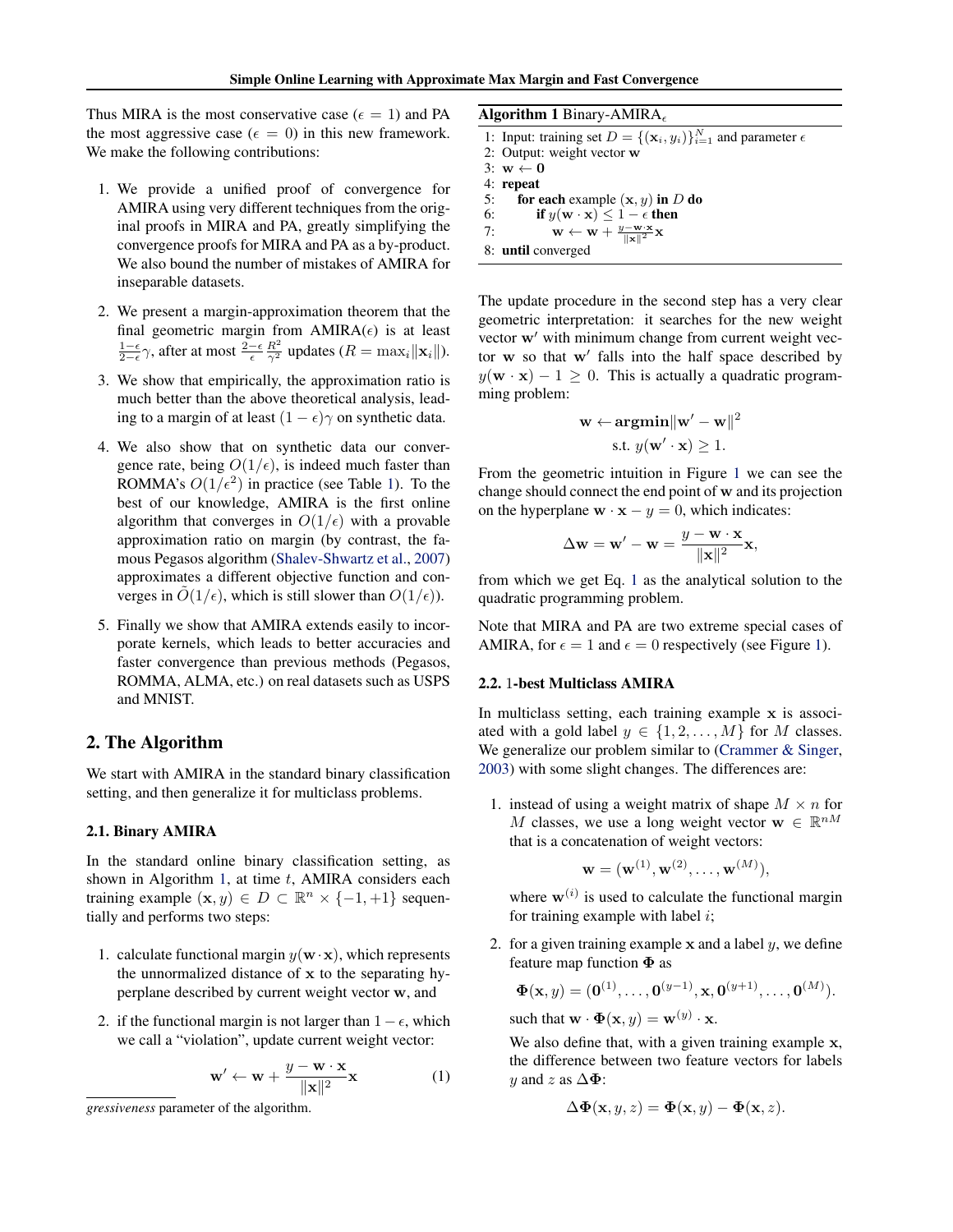Thus MIRA is the most conservative case ($\epsilon = 1$) and PA the most aggressive case ($\epsilon = 0$) in this new framework. We make the following contributions:

1. We provide a unified proof of convergence for AMIRA using very different techniques from the original proofs in MIRA and PA, greatly simplifying the convergence proofs for MIRA and PA as a by-product. We also bound the number of mistakes of AMIRA for inseparable datasets.
2. We present a margin-approximation theorem that the final geometric margin from AMIRA($\epsilon$) is at least $\frac{1-\epsilon}{2-\epsilon}\gamma$, after at most $\frac{2-\epsilon}{\epsilon}\frac{R^2}{\gamma^2}$ updates ($R = \max_i \|\mathbf{x}_i\|$).
3. We show that empirically, the approximation ratio is much better than the above theoretical analysis, leading to a margin of at least $(1-\epsilon)\gamma$ on synthetic data.
4. We also show that on synthetic data our convergence rate, being $O(1/\epsilon)$, is indeed much faster than ROMMA's $O(1/\epsilon^2)$ in practice (see Table 1). To the best of our knowledge, AMIRA is the first online algorithm that converges in $O(1/\epsilon)$ with a provable approximation ratio on margin (by contrast, the famous Pegasos algorithm (Shalev-Shwartz et al., 2007) approximates a different objective function and converges in $\tilde{O}(1/\epsilon)$, which is still slower than $O(1/\epsilon)$).
5. Finally we show that AMIRA extends easily to incorporate kernels, which leads to better accuracies and faster convergence than previous methods (Pegasos, ROMMA, ALMA, etc.) on real datasets such as USPS and MNIST.

## 2. The Algorithm

We start with AMIRA in the standard binary classification setting, and then generalize it for multiclass problems.

### 2.1. Binary AMIRA

In the standard online binary classification setting, as shown in Algorithm 1, at time $t$, AMIRA considers each training example $(\mathbf{x}, y) \in D \subset \mathbb{R}^n \times \{-1, +1\}$ sequentially and performs two steps:

1. calculate functional margin $y(\mathbf{w} \cdot \mathbf{x})$, which represents the unnormalized distance of $\mathbf{x}$ to the separating hyperplane described by current weight vector $\mathbf{w}$, and
2. if the functional margin is not larger than $1-\epsilon$, which we call a "violation", update current weight vector:

$$\mathbf{w}' \leftarrow \mathbf{w} + \frac{y - \mathbf{w} \cdot \mathbf{x}}{\|\mathbf{x}\|^2}\mathbf{x} \tag{1}$$

*gressiveness* parameter of the algorithm.

**Algorithm 1** Binary-AMIRA$_\epsilon$

```
1: Input: training set D = {(x_i, y_i)}_{i=1}^N and parameter ε
2: Output: weight vector w
3: w ← 0
4: repeat
5:   for each example (x, y) in D do
6:     if y(w · x) ≤ 1 − ε then
7:       w ← w + (y − w·x)/‖x‖² x
8: until converged
```

The update procedure in the second step has a very clear geometric interpretation: it searches for the new weight vector $\mathbf{w}'$ with minimum change from current weight vector $\mathbf{w}$ so that $\mathbf{w}'$ falls into the half space described by $y(\mathbf{w} \cdot \mathbf{x}) - 1 \geq 0$. This is actually a quadratic programming problem:

$$\mathbf{w} \leftarrow \mathbf{argmin} \|\mathbf{w}' - \mathbf{w}\|^2$$
$$\text{s.t. } y(\mathbf{w}' \cdot \mathbf{x}) \geq 1.$$

From the geometric intuition in Figure 1 we can see the change should connect the end point of $\mathbf{w}$ and its projection on the hyperplane $\mathbf{w} \cdot \mathbf{x} - y = 0$, which indicates:

$$\Delta\mathbf{w} = \mathbf{w}' - \mathbf{w} = \frac{y - \mathbf{w} \cdot \mathbf{x}}{\|\mathbf{x}\|^2}\mathbf{x},$$

from which we get Eq. 1 as the analytical solution to the quadratic programming problem.

Note that MIRA and PA are two extreme special cases of AMIRA, for $\epsilon = 1$ and $\epsilon = 0$ respectively (see Figure 1).

### 2.2. 1-best Multiclass AMIRA

In multiclass setting, each training example $\mathbf{x}$ is associated with a gold label $y \in \{1, 2, \ldots, M\}$ for $M$ classes. We generalize our problem similar to (Crammer & Singer, 2003) with some slight changes. The differences are:

1. instead of using a weight matrix of shape $M \times n$ for $M$ classes, we use a long weight vector $\mathbf{w} \in \mathbb{R}^{nM}$ that is a concatenation of weight vectors:

   $$\mathbf{w} = (\mathbf{w}^{(1)}, \mathbf{w}^{(2)}, \ldots, \mathbf{w}^{(M)}),$$

   where $\mathbf{w}^{(i)}$ is used to calculate the functional margin for training example with label $i$;
2. for a given training example $\mathbf{x}$ and a label $y$, we define feature map function $\mathbf{\Phi}$ as

   $$\mathbf{\Phi}(\mathbf{x}, y) = (\mathbf{0}^{(1)}, \ldots, \mathbf{0}^{(y-1)}, \mathbf{x}, \mathbf{0}^{(y+1)}, \ldots, \mathbf{0}^{(M)}).$$

   such that $\mathbf{w} \cdot \mathbf{\Phi}(\mathbf{x}, y) = \mathbf{w}^{(y)} \cdot \mathbf{x}$.

   We also define that, with a given training example $\mathbf{x}$, the difference between two feature vectors for labels $y$ and $z$ as $\Delta\mathbf{\Phi}$:

   $$\Delta\mathbf{\Phi}(\mathbf{x}, y, z) = \mathbf{\Phi}(\mathbf{x}, y) - \mathbf{\Phi}(\mathbf{x}, z).$$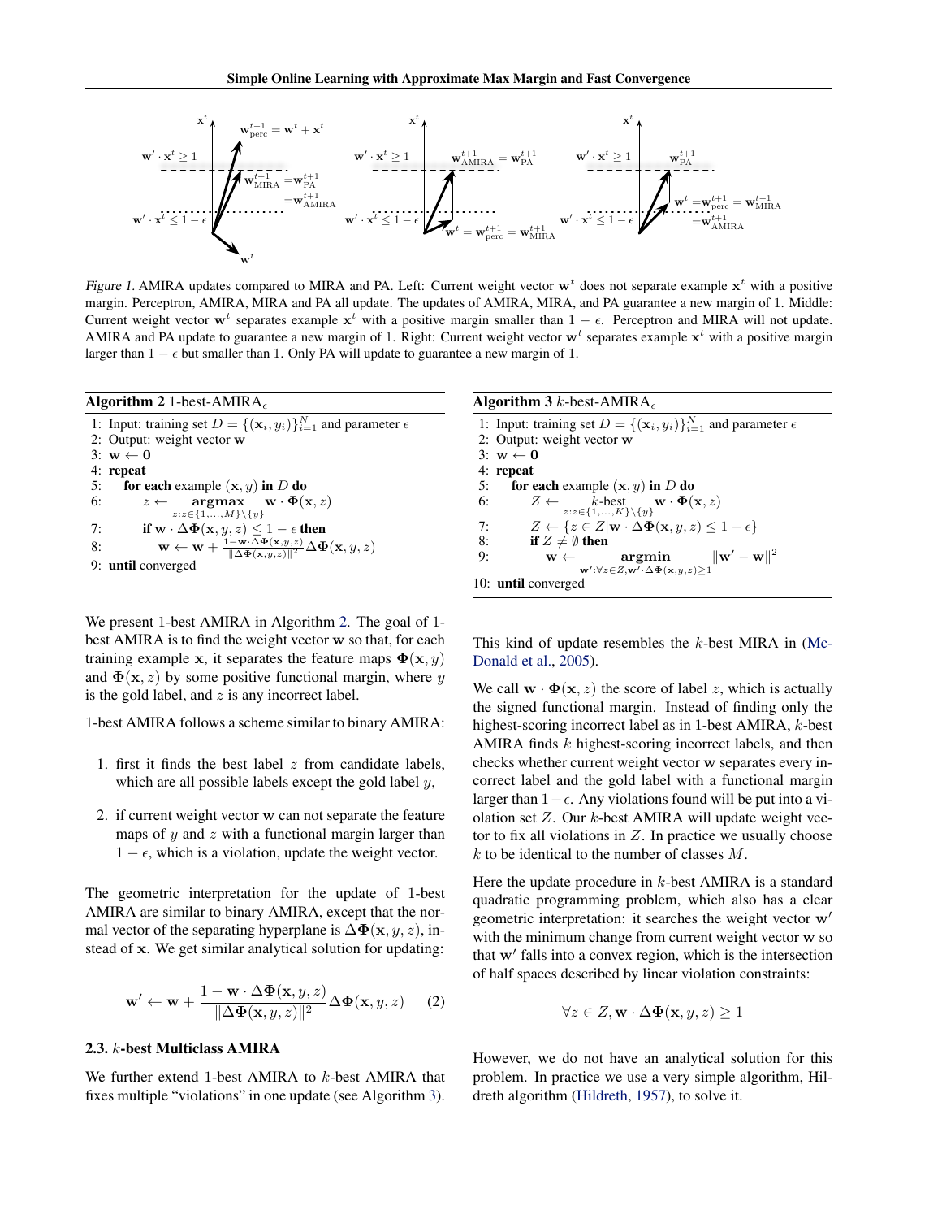*Figure 1.* AMIRA updates compared to MIRA and PA. Left: Current weight vector $\mathbf{w}^t$ does not separate example $\mathbf{x}^t$ with a positive margin. Perceptron, AMIRA, MIRA and PA all update. The updates of AMIRA, MIRA, and PA guarantee a new margin of 1. Middle: Current weight vector $\mathbf{w}^t$ separates example $\mathbf{x}^t$ with a positive margin smaller than $1 - \epsilon$. Perceptron and MIRA will not update. AMIRA and PA update to guarantee a new margin of 1. Right: Current weight vector $\mathbf{w}^t$ separates example $\mathbf{x}^t$ with a positive margin larger than $1 - \epsilon$ but smaller than 1. Only PA will update to guarantee a new margin of 1.

**Algorithm 2** 1-best-AMIRA$_\epsilon$

1: Input: training set $D = \{(\mathbf{x}_i, y_i)\}_{i=1}^N$ and parameter $\epsilon$
2: Output: weight vector $\mathbf{w}$
3: $\mathbf{w} \leftarrow \mathbf{0}$
4: **repeat**
5: &nbsp;&nbsp;&nbsp;**for each** example $(\mathbf{x}, y)$ **in** $D$ **do**
6: &nbsp;&nbsp;&nbsp;&nbsp;&nbsp;&nbsp;$z \leftarrow \operatorname*{argmax}_{z: z \in \{1,\ldots,M\} \setminus \{y\}} \mathbf{w} \cdot \mathbf{\Phi}(\mathbf{x}, z)$
7: &nbsp;&nbsp;&nbsp;&nbsp;&nbsp;&nbsp;**if** $\mathbf{w} \cdot \Delta\mathbf{\Phi}(\mathbf{x}, y, z) \leq 1 - \epsilon$ **then**
8: &nbsp;&nbsp;&nbsp;&nbsp;&nbsp;&nbsp;&nbsp;&nbsp;&nbsp;$\mathbf{w} \leftarrow \mathbf{w} + \frac{1 - \mathbf{w} \cdot \Delta\mathbf{\Phi}(\mathbf{x}, y, z)}{\|\Delta\mathbf{\Phi}(\mathbf{x}, y, z)\|^2} \Delta\mathbf{\Phi}(\mathbf{x}, y, z)$
9: **until** converged

We present 1-best AMIRA in Algorithm 2. The goal of 1-best AMIRA is to find the weight vector $\mathbf{w}$ so that, for each training example $\mathbf{x}$, it separates the feature maps $\mathbf{\Phi}(\mathbf{x}, y)$ and $\mathbf{\Phi}(\mathbf{x}, z)$ by some positive functional margin, where $y$ is the gold label, and $z$ is any incorrect label.

1-best AMIRA follows a scheme similar to binary AMIRA:

1. first it finds the best label $z$ from candidate labels, which are all possible labels except the gold label $y$,
2. if current weight vector $\mathbf{w}$ can not separate the feature maps of $y$ and $z$ with a functional margin larger than $1 - \epsilon$, which is a violation, update the weight vector.

The geometric interpretation for the update of 1-best AMIRA are similar to binary AMIRA, except that the normal vector of the separating hyperplane is $\Delta\mathbf{\Phi}(\mathbf{x}, y, z)$, instead of $\mathbf{x}$. We get similar analytical solution for updating:

$$\mathbf{w}' \leftarrow \mathbf{w} + \frac{1 - \mathbf{w} \cdot \Delta\mathbf{\Phi}(\mathbf{x}, y, z)}{\|\Delta\mathbf{\Phi}(\mathbf{x}, y, z)\|^2} \Delta\mathbf{\Phi}(\mathbf{x}, y, z) \qquad (2)$$

### 2.3. $k$-best Multiclass AMIRA

We further extend 1-best AMIRA to $k$-best AMIRA that fixes multiple "violations" in one update (see Algorithm 3).

**Algorithm 3** $k$-best-AMIRA$_\epsilon$

1: Input: training set $D = \{(\mathbf{x}_i, y_i)\}_{i=1}^N$ and parameter $\epsilon$
2: Output: weight vector $\mathbf{w}$
3: $\mathbf{w} \leftarrow \mathbf{0}$
4: **repeat**
5: &nbsp;&nbsp;&nbsp;**for each** example $(\mathbf{x}, y)$ **in** $D$ **do**
6: &nbsp;&nbsp;&nbsp;&nbsp;&nbsp;&nbsp;$Z \leftarrow \underset{z: z \in \{1,\ldots,K\} \setminus \{y\}}{k\text{-best}} \mathbf{w} \cdot \mathbf{\Phi}(\mathbf{x}, z)$
7: &nbsp;&nbsp;&nbsp;&nbsp;&nbsp;&nbsp;$Z \leftarrow \{z \in Z | \mathbf{w} \cdot \Delta\mathbf{\Phi}(\mathbf{x}, y, z) \leq 1 - \epsilon\}$
8: &nbsp;&nbsp;&nbsp;&nbsp;&nbsp;&nbsp;**if** $Z \neq \emptyset$ **then**
9: &nbsp;&nbsp;&nbsp;&nbsp;&nbsp;&nbsp;&nbsp;&nbsp;&nbsp;$\mathbf{w} \leftarrow \operatorname*{argmin}_{\mathbf{w}': \forall z \in Z, \mathbf{w}' \cdot \Delta\mathbf{\Phi}(\mathbf{x}, y, z) \geq 1} \|\mathbf{w}' - \mathbf{w}\|^2$
10: **until** converged

This kind of update resembles the $k$-best MIRA in (McDonald et al., 2005).

We call $\mathbf{w} \cdot \mathbf{\Phi}(\mathbf{x}, z)$ the score of label $z$, which is actually the signed functional margin. Instead of finding only the highest-scoring incorrect label as in 1-best AMIRA, $k$-best AMIRA finds $k$ highest-scoring incorrect labels, and then checks whether current weight vector $\mathbf{w}$ separates every incorrect label and the gold label with a functional margin larger than $1 - \epsilon$. Any violations found will be put into a violation set $Z$. Our $k$-best AMIRA will update weight vector to fix all violations in $Z$. In practice we usually choose $k$ to be identical to the number of classes $M$.

Here the update procedure in $k$-best AMIRA is a standard quadratic programming problem, which also has a clear geometric interpretation: it searches the weight vector $\mathbf{w}'$ with the minimum change from current weight vector $\mathbf{w}$ so that $\mathbf{w}'$ falls into a convex region, which is the intersection of half spaces described by linear violation constraints:

$$\forall z \in Z, \mathbf{w} \cdot \Delta\mathbf{\Phi}(\mathbf{x}, y, z) \geq 1$$

However, we do not have an analytical solution for this problem. In practice we use a very simple algorithm, Hildreth algorithm (Hildreth, 1957), to solve it.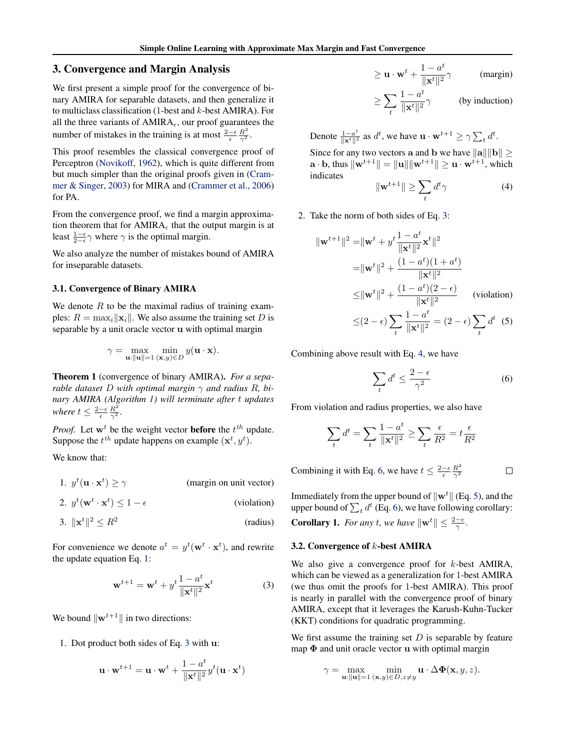## 3. Convergence and Margin Analysis

We first present a simple proof for the convergence of binary AMIRA for separable datasets, and then generalize it to multiclass classification (1-best and $k$-best AMIRA). For all the three variants of AMIRA$_\epsilon$, our proof guarantees the number of mistakes in the training is at most $\frac{2-\epsilon}{\epsilon}\frac{R^2}{\gamma^2}$.

This proof resembles the classical convergence proof of Perceptron (Novikoff, 1962), which is quite different from but much simpler than the original proofs given in (Crammer & Singer, 2003) for MIRA and (Crammer et al., 2006) for PA.

From the convergence proof, we find a margin approximation theorem that for AMIRA$_\epsilon$ that the output margin is at least $\frac{1-\epsilon}{2-\epsilon}\gamma$ where $\gamma$ is the optimal margin.

We also analyze the number of mistakes bound of AMIRA for inseparable datasets.

### 3.1. Convergence of Binary AMIRA

We denote $R$ to be the maximal radius of training examples: $R = \max_i \|\mathbf{x}_i\|$. We also assume the training set $D$ is separable by a unit oracle vector $\mathbf{u}$ with optimal margin

$$\gamma = \max_{\mathbf{u}:\|\mathbf{u}\|=1} \min_{(\mathbf{x},y)\in D} y(\mathbf{u}\cdot\mathbf{x}).$$

**Theorem 1** (convergence of binary AMIRA)**.** *For a separable dataset $D$ with optimal margin $\gamma$ and radius $R$, binary AMIRA (Algorithm 1) will terminate after $t$ updates where $t \le \frac{2-\epsilon}{\epsilon}\frac{R^2}{\gamma^2}$.*

*Proof.* Let $\mathbf{w}^t$ be the weight vector **before** the $t^{th}$ update. Suppose the $t^{th}$ update happens on example $(\mathbf{x}^t, y^t)$.

We know that:

1. $y^t(\mathbf{u}\cdot\mathbf{x}^t) \ge \gamma$ (margin on unit vector)
2. $y^t(\mathbf{w}^t\cdot\mathbf{x}^t) \le 1-\epsilon$ (violation)
3. $\|\mathbf{x}^t\|^2 \le R^2$ (radius)

For convenience we denote $a^t = y^t(\mathbf{w}^t\cdot\mathbf{x}^t)$, and rewrite the update equation Eq. 1:

$$\mathbf{w}^{t+1} = \mathbf{w}^t + y^t\frac{1-a^t}{\|\mathbf{x}^t\|^2}\mathbf{x}^t \tag{3}$$

We bound $\|\mathbf{w}^{t+1}\|$ in two directions:

1. Dot product both sides of Eq. 3 with $\mathbf{u}$:

$$\begin{aligned}
\mathbf{u}\cdot\mathbf{w}^{t+1} &= \mathbf{u}\cdot\mathbf{w}^t + \frac{1-a^t}{\|\mathbf{x}^t\|^2}y^t(\mathbf{u}\cdot\mathbf{x}^t)\\
&\ge \mathbf{u}\cdot\mathbf{w}^t + \frac{1-a^t}{\|\mathbf{x}^t\|^2}\gamma \qquad \text{(margin)}\\
&\ge \sum_t \frac{1-a^t}{\|\mathbf{x}^t\|^2}\gamma \qquad \text{(by induction)}
\end{aligned}$$

Denote $\frac{1-a^t}{\|\mathbf{x}^t\|^2}$ as $d^t$, we have $\mathbf{u}\cdot\mathbf{w}^{t+1} \ge \gamma\sum_t d^t$.

Since for any two vectors $\mathbf{a}$ and $\mathbf{b}$ we have $\|\mathbf{a}\|\|\mathbf{b}\| \ge \mathbf{a}\cdot\mathbf{b}$, thus $\|\mathbf{w}^{t+1}\| = \|\mathbf{u}\|\|\mathbf{w}^{t+1}\| \ge \mathbf{u}\cdot\mathbf{w}^{t+1}$, which indicates

$$\|\mathbf{w}^{t+1}\| \ge \sum_t d^t\gamma \tag{4}$$

2. Take the norm of both sides of Eq. 3:

$$\begin{aligned}
\|\mathbf{w}^{t+1}\|^2 &= \|\mathbf{w}^t + y^t\frac{1-a^t}{\|\mathbf{x}^t\|^2}\mathbf{x}^t\|^2\\
&= \|\mathbf{w}^t\|^2 + \frac{(1-a^t)(1+a^t)}{\|\mathbf{x}^t\|^2}\\
&\le \|\mathbf{w}^t\|^2 + \frac{(1-a^t)(2-\epsilon)}{\|\mathbf{x}^t\|^2} \qquad \text{(violation)}\\
&\le (2-\epsilon)\sum_t\frac{1-a^t}{\|\mathbf{x}^t\|^2} = (2-\epsilon)\sum_t d^t
\end{aligned} \tag{5}$$

Combining above result with Eq. 4, we have

$$\sum_t d^t \le \frac{2-\epsilon}{\gamma^2} \tag{6}$$

From violation and radius properties, we also have

$$\sum_t d^t = \sum_t \frac{1-a^t}{\|\mathbf{x}^t\|^2} \ge \sum_t \frac{\epsilon}{R^2} = t\frac{\epsilon}{R^2}$$

Combining it with Eq. 6, we have $t \le \frac{2-\epsilon}{\epsilon}\frac{R^2}{\gamma^2}$ □

Immediately from the upper bound of $\|\mathbf{w}^t\|$ (Eq. 5), and the upper bound of $\sum_t d^t$ (Eq. 6), we have following corollary:

**Corollary 1.** *For any $t$, we have $\|\mathbf{w}^t\| \le \frac{2-\epsilon}{\gamma}$.*

### 3.2. Convergence of $k$-best AMIRA

We also give a convergence proof for $k$-best AMIRA, which can be viewed as a generalization for 1-best AMIRA (we thus omit the proofs for 1-best AMIRA). This proof is nearly in parallel with the convergence proof of binary AMIRA, except that it leverages the Karush-Kuhn-Tucker (KKT) conditions for quadratic programming.

We first assume the training set $D$ is separable by feature map $\mathbf{\Phi}$ and unit oracle vector $\mathbf{u}$ with optimal margin

$$\gamma = \max_{\mathbf{u}:\|\mathbf{u}\|=1} \min_{(\mathbf{x},y)\in D, z\neq y} \mathbf{u}\cdot\Delta\mathbf{\Phi}(\mathbf{x},y,z).$$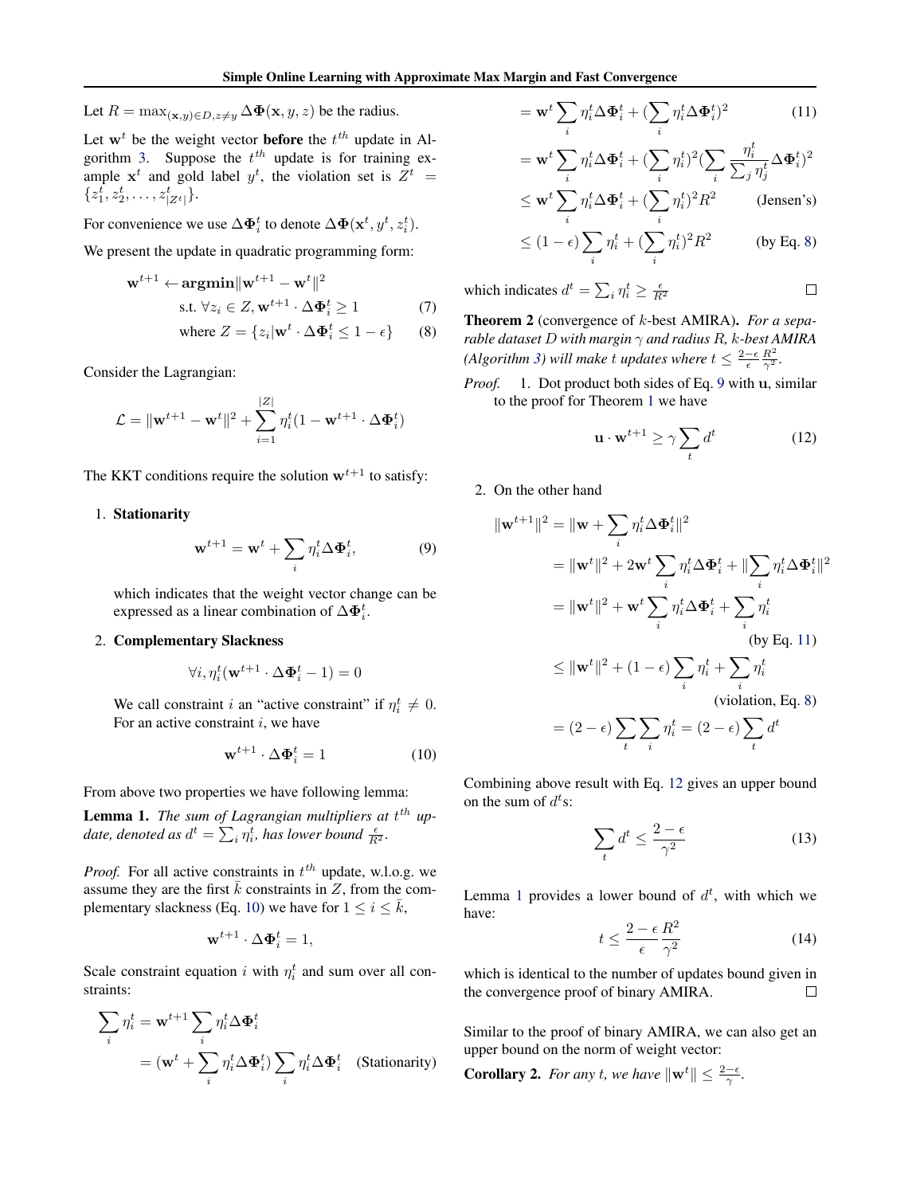Let $R = \max_{(\mathbf{x},y) \in D, z \neq y} \Delta\mathbf{\Phi}(\mathbf{x}, y, z)$ be the radius.

Let $\mathbf{w}^t$ be the weight vector **before** the $t^{th}$ update in Algorithm 3. Suppose the $t^{th}$ update is for training example $\mathbf{x}^t$ and gold label $y^t$, the violation set is $Z^t = \{z_1^t, z_2^t, \ldots, z_{|Z^t|}^t\}$.

For convenience we use $\Delta\mathbf{\Phi}_i^t$ to denote $\Delta\mathbf{\Phi}(\mathbf{x}^t, y^t, z_i^t)$.

We present the update in quadratic programming form:

$$
\begin{aligned}
\mathbf{w}^{t+1} \leftarrow & \ \mathbf{argmin} \|\mathbf{w}^{t+1} - \mathbf{w}^t\|^2 \\
& \text{s.t. } \forall z_i \in Z, \mathbf{w}^{t+1} \cdot \Delta\mathbf{\Phi}_i^t \geq 1 \quad (7) \\
& \text{where } Z = \{z_i | \mathbf{w}^t \cdot \Delta\mathbf{\Phi}_i^t \leq 1 - \epsilon\} \quad (8)
\end{aligned}
$$

Consider the Lagrangian:

$$
\mathcal{L} = \|\mathbf{w}^{t+1} - \mathbf{w}^t\|^2 + \sum_{i=1}^{|Z|} \eta_i^t (1 - \mathbf{w}^{t+1} \cdot \Delta\mathbf{\Phi}_i^t)
$$

The KKT conditions require the solution $\mathbf{w}^{t+1}$ to satisfy:

1. **Stationarity**

$$
\mathbf{w}^{t+1} = \mathbf{w}^t + \sum_i \eta_i^t \Delta\mathbf{\Phi}_i^t, \quad (9)
$$

which indicates that the weight vector change can be expressed as a linear combination of $\Delta\mathbf{\Phi}_i^t$.

2. **Complementary Slackness**

$$
\forall i, \eta_i^t (\mathbf{w}^{t+1} \cdot \Delta\mathbf{\Phi}_i^t - 1) = 0
$$

We call constraint $i$ an "active constraint" if $\eta_i^t \neq 0$. For an active constraint $i$, we have

$$
\mathbf{w}^{t+1} \cdot \Delta\mathbf{\Phi}_i^t = 1 \quad (10)
$$

From above two properties we have following lemma:

**Lemma 1.** *The sum of Lagrangian multipliers at $t^{th}$ update, denoted as $d^t = \sum_i \eta_i^t$, has lower bound $\frac{\epsilon}{R^2}$.*

*Proof.* For all active constraints in $t^{th}$ update, w.l.o.g. we assume they are the first $\bar{k}$ constraints in $Z$, from the complementary slackness (Eq. 10) we have for $1 \leq i \leq \bar{k}$,

$$
\mathbf{w}^{t+1} \cdot \Delta\mathbf{\Phi}_i^t = 1,
$$

Scale constraint equation $i$ with $\eta_i^t$ and sum over all constraints:

$$
\begin{aligned}
\sum_i \eta_i^t &= \mathbf{w}^{t+1} \sum_i \eta_i^t \Delta\mathbf{\Phi}_i^t \\
&= (\mathbf{w}^t + \sum_i \eta_i^t \Delta\mathbf{\Phi}_i^t) \sum_i \eta_i^t \Delta\mathbf{\Phi}_i^t \quad \text{(Stationarity)} \\
&= \mathbf{w}^t \sum_i \eta_i^t \Delta\mathbf{\Phi}_i^t + (\sum_i \eta_i^t \Delta\mathbf{\Phi}_i^t)^2 \quad (11) \\
&= \mathbf{w}^t \sum_i \eta_i^t \Delta\mathbf{\Phi}_i^t + (\sum_i \eta_i^t)^2 (\sum_i \frac{\eta_i^t}{\sum_j \eta_j^t} \Delta\mathbf{\Phi}_i^t)^2 \\
&\leq \mathbf{w}^t \sum_i \eta_i^t \Delta\mathbf{\Phi}_i^t + (\sum_i \eta_i^t)^2 R^2 \quad \text{(Jensen's)} \\
&\leq (1 - \epsilon) \sum_i \eta_i^t + (\sum_i \eta_i^t)^2 R^2 \quad \text{(by Eq. 8)}
\end{aligned}
$$

which indicates $d^t = \sum_i \eta_i^t \geq \frac{\epsilon}{R^2}$ □

**Theorem 2** (convergence of $k$-best AMIRA). *For a separable dataset $D$ with margin $\gamma$ and radius $R$, $k$-best AMIRA (Algorithm 3) will make $t$ updates where $t \leq \frac{2-\epsilon}{\epsilon} \frac{R^2}{\gamma^2}$.*

*Proof.* 1. Dot product both sides of Eq. 9 with $\mathbf{u}$, similar to the proof for Theorem 1 we have

$$
\mathbf{u} \cdot \mathbf{w}^{t+1} \geq \gamma \sum_t d^t \quad (12)
$$

2. On the other hand

$$
\begin{aligned}
\|\mathbf{w}^{t+1}\|^2 &= \|\mathbf{w} + \sum_i \eta_i^t \Delta\mathbf{\Phi}_i^t\|^2 \\
&= \|\mathbf{w}^t\|^2 + 2\mathbf{w}^t \sum_i \eta_i^t \Delta\mathbf{\Phi}_i^t + \|\sum_i \eta_i^t \Delta\mathbf{\Phi}_i^t\|^2 \\
&= \|\mathbf{w}^t\|^2 + \mathbf{w}^t \sum_i \eta_i^t \Delta\mathbf{\Phi}_i^t + \sum_i \eta_i^t \quad \text{(by Eq. 11)} \\
&\leq \|\mathbf{w}^t\|^2 + (1 - \epsilon) \sum_i \eta_i^t + \sum_i \eta_i^t \quad \text{(violation, Eq. 8)} \\
&= (2 - \epsilon) \sum_t \sum_i \eta_i^t = (2 - \epsilon) \sum_t d^t
\end{aligned}
$$

Combining above result with Eq. 12 gives an upper bound on the sum of $d^t$s:

$$
\sum_t d^t \leq \frac{2 - \epsilon}{\gamma^2} \quad (13)
$$

Lemma 1 provides a lower bound of $d^t$, with which we have:

$$
t \leq \frac{2 - \epsilon}{\epsilon} \frac{R^2}{\gamma^2} \quad (14)
$$

which is identical to the number of updates bound given in the convergence proof of binary AMIRA. □

Similar to the proof of binary AMIRA, we can also get an upper bound on the norm of weight vector:

**Corollary 2.** *For any $t$, we have $\|\mathbf{w}^t\| \leq \frac{2-\epsilon}{\gamma}$.*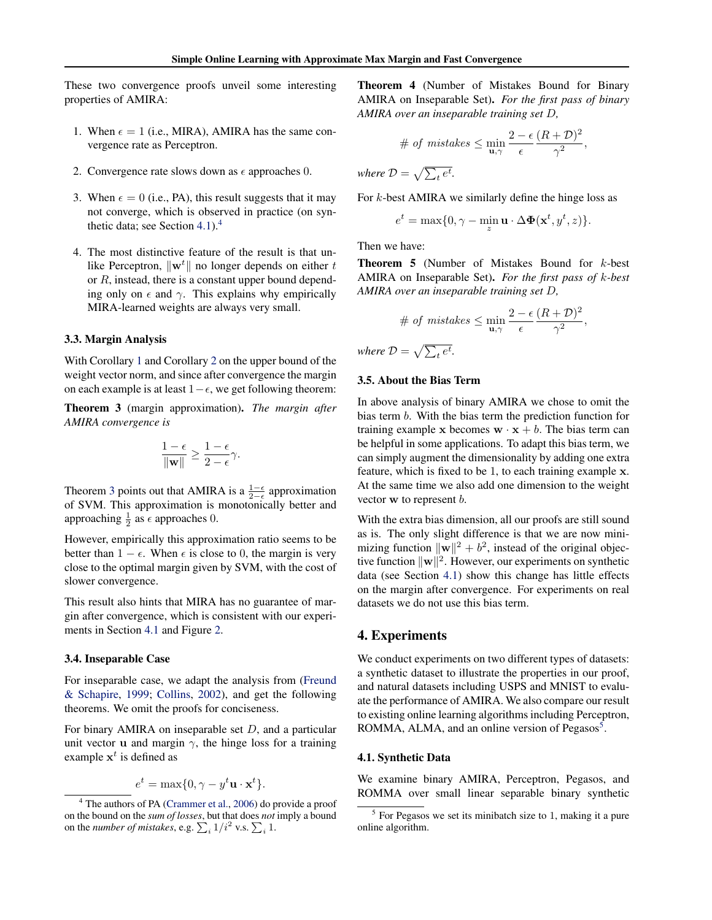These two convergence proofs unveil some interesting properties of AMIRA:

1. When $\epsilon = 1$ (i.e., MIRA), AMIRA has the same convergence rate as Perceptron.

2. Convergence rate slows down as $\epsilon$ approaches 0.

3. When $\epsilon = 0$ (i.e., PA), this result suggests that it may not converge, which is observed in practice (on synthetic data; see Section 4.1).[4]

4. The most distinctive feature of the result is that unlike Perceptron, $\|\mathbf{w}^t\|$ no longer depends on either $t$ or $R$, instead, there is a constant upper bound depending only on $\epsilon$ and $\gamma$. This explains why empirically MIRA-learned weights are always very small.

### 3.3. Margin Analysis

With Corollary 1 and Corollary 2 on the upper bound of the weight vector norm, and since after convergence the margin on each example is at least $1-\epsilon$, we get following theorem:

**Theorem 3** (margin approximation). *The margin after AMIRA convergence is*

$$\frac{1-\epsilon}{\|\mathbf{w}\|} \geq \frac{1-\epsilon}{2-\epsilon}\gamma.$$

Theorem 3 points out that AMIRA is a $\frac{1-\epsilon}{2-\epsilon}$ approximation of SVM. This approximation is monotonically better and approaching $\frac{1}{2}$ as $\epsilon$ approaches 0.

However, empirically this approximation ratio seems to be better than $1-\epsilon$. When $\epsilon$ is close to 0, the margin is very close to the optimal margin given by SVM, with the cost of slower convergence.

This result also hints that MIRA has no guarantee of margin after convergence, which is consistent with our experiments in Section 4.1 and Figure 2.

### 3.4. Inseparable Case

For inseparable case, we adapt the analysis from (Freund & Schapire, 1999; Collins, 2002), and get the following theorems. We omit the proofs for conciseness.

For binary AMIRA on inseparable set $D$, and a particular unit vector $\mathbf{u}$ and margin $\gamma$, the hinge loss for a training example $\mathbf{x}^t$ is defined as

$$e^t = \max\{0, \gamma - y^t \mathbf{u} \cdot \mathbf{x}^t\}.$$

**Theorem 4** (Number of Mistakes Bound for Binary AMIRA on Inseparable Set). *For the first pass of binary AMIRA over an inseparable training set $D$,*

$$\#\ of\ mistakes \leq \min_{\mathbf{u},\gamma} \frac{2-\epsilon}{\epsilon} \frac{(R+\mathcal{D})^2}{\gamma^2},$$

*where $\mathcal{D} = \sqrt{\sum_t e^t}$.*

For $k$-best AMIRA we similarly define the hinge loss as

$$e^t = \max\{0, \gamma - \min_z \mathbf{u} \cdot \Delta\mathbf{\Phi}(\mathbf{x}^t, y^t, z)\}.$$

Then we have:

**Theorem 5** (Number of Mistakes Bound for $k$-best AMIRA on Inseparable Set). *For the first pass of $k$-best AMIRA over an inseparable training set $D$,*

$$\#\ of\ mistakes \leq \min_{\mathbf{u},\gamma} \frac{2-\epsilon}{\epsilon} \frac{(R+\mathcal{D})^2}{\gamma^2},$$

*where $\mathcal{D} = \sqrt{\sum_t e^t}$.*

### 3.5. About the Bias Term

In above analysis of binary AMIRA we chose to omit the bias term $b$. With the bias term the prediction function for training example $\mathbf{x}$ becomes $\mathbf{w} \cdot \mathbf{x} + b$. The bias term can be helpful in some applications. To adapt this bias term, we can simply augment the dimensionality by adding one extra feature, which is fixed to be 1, to each training example $\mathbf{x}$. At the same time we also add one dimension to the weight vector $\mathbf{w}$ to represent $b$.

With the extra bias dimension, all our proofs are still sound as is. The only slight difference is that we are now minimizing function $\|\mathbf{w}\|^2 + b^2$, instead of the original objective function $\|\mathbf{w}\|^2$. However, our experiments on synthetic data (see Section 4.1) show this change has little effects on the margin after convergence. For experiments on real datasets we do not use this bias term.

## 4. Experiments

We conduct experiments on two different types of datasets: a synthetic dataset to illustrate the properties in our proof, and natural datasets including USPS and MNIST to evaluate the performance of AMIRA. We also compare our result to existing online learning algorithms including Perceptron, ROMMA, ALMA, and an online version of Pegasos[5].

### 4.1. Synthetic Data

We examine binary AMIRA, Perceptron, Pegasos, and ROMMA over small linear separable binary synthetic

[4] The authors of PA (Crammer et al., 2006) do provide a proof on the bound on the *sum of losses*, but that does *not* imply a bound on the *number of mistakes*, e.g. $\sum_i 1/i^2$ v.s. $\sum_i 1$.

[5] For Pegasos we set its minibatch size to 1, making it a pure online algorithm.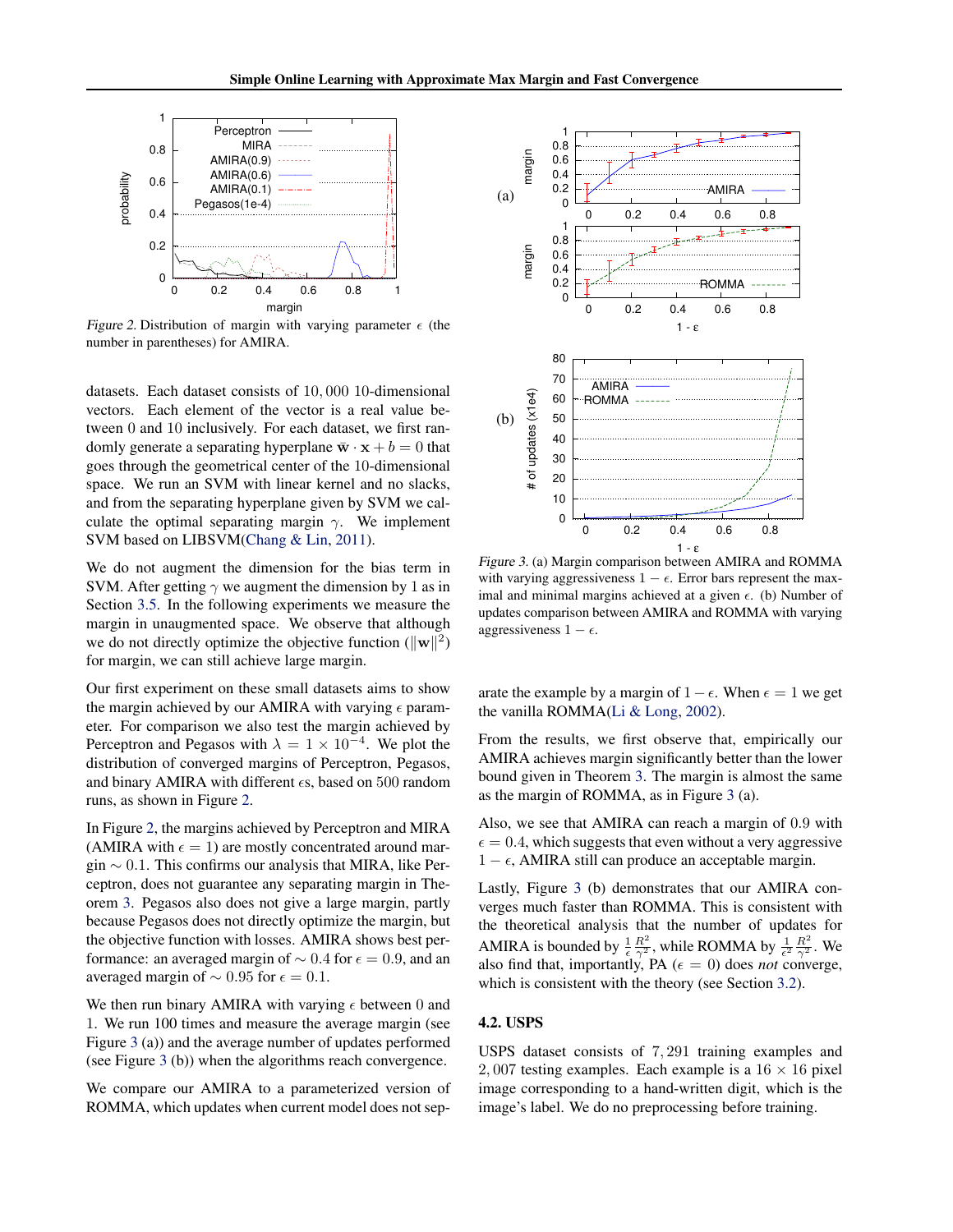Figure 2. Distribution of margin with varying parameter $\epsilon$ (the number in parentheses) for AMIRA.

datasets. Each dataset consists of $10,000$ 10-dimensional vectors. Each element of the vector is a real value between 0 and 10 inclusively. For each dataset, we first randomly generate a separating hyperplane $\bar{\mathbf{w}} \cdot \mathbf{x} + b = 0$ that goes through the geometrical center of the 10-dimensional space. We run an SVM with linear kernel and no slacks, and from the separating hyperplane given by SVM we calculate the optimal separating margin $\gamma$. We implement SVM based on LIBSVM(Chang & Lin, 2011).

We do not augment the dimension for the bias term in SVM. After getting $\gamma$ we augment the dimension by 1 as in Section 3.5. In the following experiments we measure the margin in unaugmented space. We observe that although we do not directly optimize the objective function ($\|\mathbf{w}\|^2$) for margin, we can still achieve large margin.

Our first experiment on these small datasets aims to show the margin achieved by our AMIRA with varying $\epsilon$ parameter. For comparison we also test the margin achieved by Perceptron and Pegasos with $\lambda = 1 \times 10^{-4}$. We plot the distribution of converged margins of Perceptron, Pegasos, and binary AMIRA with different $\epsilon$s, based on 500 random runs, as shown in Figure 2.

In Figure 2, the margins achieved by Perceptron and MIRA (AMIRA with $\epsilon = 1$) are mostly concentrated around margin $\sim 0.1$. This confirms our analysis that MIRA, like Perceptron, does not guarantee any separating margin in Theorem 3. Pegasos also does not give a large margin, partly because Pegasos does not directly optimize the margin, but the objective function with losses. AMIRA shows best performance: an averaged margin of $\sim 0.4$ for $\epsilon = 0.9$, and an averaged margin of $\sim 0.95$ for $\epsilon = 0.1$.

We then run binary AMIRA with varying $\epsilon$ between 0 and 1. We run 100 times and measure the average margin (see Figure 3 (a)) and the average number of updates performed (see Figure 3 (b)) when the algorithms reach convergence.

We compare our AMIRA to a parameterized version of ROMMA, which updates when current model does not separate the example by a margin of $1 - \epsilon$. When $\epsilon = 1$ we get the vanilla ROMMA(Li & Long, 2002).

Figure 3. (a) Margin comparison between AMIRA and ROMMA with varying aggressiveness $1 - \epsilon$. Error bars represent the maximal and minimal margins achieved at a given $\epsilon$. (b) Number of updates comparison between AMIRA and ROMMA with varying aggressiveness $1 - \epsilon$.

From the results, we first observe that, empirically our AMIRA achieves margin significantly better than the lower bound given in Theorem 3. The margin is almost the same as the margin of ROMMA, as in Figure 3 (a).

Also, we see that AMIRA can reach a margin of $0.9$ with $\epsilon = 0.4$, which suggests that even without a very aggressive $1 - \epsilon$, AMIRA still can produce an acceptable margin.

Lastly, Figure 3 (b) demonstrates that our AMIRA converges much faster than ROMMA. This is consistent with the theoretical analysis that the number of updates for AMIRA is bounded by $\frac{1}{\epsilon}\frac{R^2}{\gamma^2}$, while ROMMA by $\frac{1}{\epsilon^2}\frac{R^2}{\gamma^2}$. We also find that, importantly, PA ($\epsilon = 0$) does *not* converge, which is consistent with the theory (see Section 3.2).

## 4.2. USPS

USPS dataset consists of $7,291$ training examples and $2,007$ testing examples. Each example is a $16 \times 16$ pixel image corresponding to a hand-written digit, which is the image's label. We do no preprocessing before training.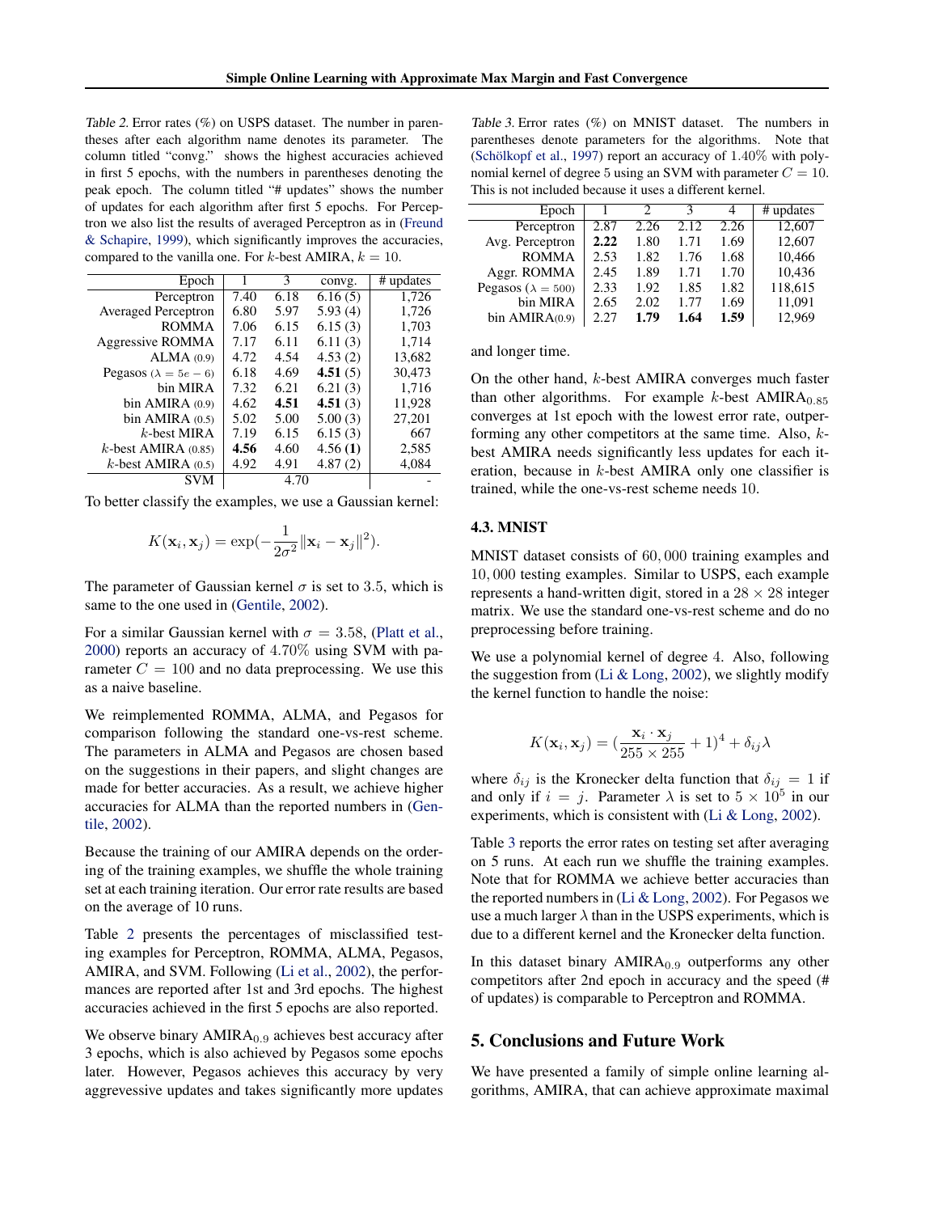Table 2. Error rates (%) on USPS dataset. The number in parentheses after each algorithm name denotes its parameter. The column titled "convg." shows the highest accuracies achieved in first 5 epochs, with the numbers in parentheses denoting the peak epoch. The column titled "# updates" shows the number of updates for each algorithm after first 5 epochs. For Perceptron we also list the results of averaged Perceptron as in (Freund & Schapire, 1999), which significantly improves the accuracies, compared to the vanilla one. For $k$-best AMIRA, $k = 10$.

| Epoch | 1 | 3 | convg. | # updates |
|---|---|---|---|---|
| Perceptron | 7.40 | 6.18 | 6.16 (5) | 1,726 |
| Averaged Perceptron | 6.80 | 5.97 | 5.93 (4) | 1,726 |
| ROMMA | 7.06 | 6.15 | 6.15 (3) | 1,703 |
| Aggressive ROMMA | 7.17 | 6.11 | 6.11 (3) | 1,714 |
| ALMA (0.9) | 4.72 | 4.54 | 4.53 (2) | 13,682 |
| Pegasos ($\lambda = 5e-6$) | 6.18 | 4.69 | **4.51** (5) | 30,473 |
| bin MIRA | 7.32 | 6.21 | 6.21 (3) | 1,716 |
| bin AMIRA (0.9) | 4.62 | **4.51** | **4.51** (3) | 11,928 |
| bin AMIRA (0.5) | 5.02 | 5.00 | 5.00 (3) | 27,201 |
| $k$-best MIRA | 7.19 | 6.15 | 6.15 (3) | 667 |
| $k$-best AMIRA (0.85) | **4.56** | 4.60 | 4.56 **(1)** | 2,585 |
| $k$-best AMIRA (0.5) | 4.92 | 4.91 | 4.87 (2) | 4,084 |
| SVM | | 4.70 | | - |

To better classify the examples, we use a Gaussian kernel:

$$K(\mathbf{x}_i, \mathbf{x}_j) = \exp(-\frac{1}{2\sigma^2}\|\mathbf{x}_i - \mathbf{x}_j\|^2).$$

The parameter of Gaussian kernel $\sigma$ is set to 3.5, which is same to the one used in (Gentile, 2002).

For a similar Gaussian kernel with $\sigma = 3.58$, (Platt et al., 2000) reports an accuracy of 4.70% using SVM with parameter $C = 100$ and no data preprocessing. We use this as a naive baseline.

We reimplemented ROMMA, ALMA, and Pegasos for comparison following the standard one-vs-rest scheme. The parameters in ALMA and Pegasos are chosen based on the suggestions in their papers, and slight changes are made for better accuracies. As a result, we achieve higher accuracies for ALMA than the reported numbers in (Gentile, 2002).

Because the training of our AMIRA depends on the ordering of the training examples, we shuffle the whole training set at each training iteration. Our error rate results are based on the average of 10 runs.

Table 2 presents the percentages of misclassified testing examples for Perceptron, ROMMA, ALMA, Pegasos, AMIRA, and SVM. Following (Li et al., 2002), the performances are reported after 1st and 3rd epochs. The highest accuracies achieved in the first 5 epochs are also reported.

We observe binary AMIRA$_{0.9}$ achieves best accuracy after 3 epochs, which is also achieved by Pegasos some epochs later. However, Pegasos achieves this accuracy by very aggrevessive updates and takes significantly more updates and longer time.

On the other hand, $k$-best AMIRA converges much faster than other algorithms. For example $k$-best AMIRA$_{0.85}$ converges at 1st epoch with the lowest error rate, outperforming any other competitors at the same time. Also, $k$-best AMIRA needs significantly less updates for each iteration, because in $k$-best AMIRA only one classifier is trained, while the one-vs-rest scheme needs 10.

Table 3. Error rates (%) on MNIST dataset. The numbers in parentheses denote parameters for the algorithms. Note that (Schölkopf et al., 1997) report an accuracy of 1.40% with polynomial kernel of degree 5 using an SVM with parameter $C = 10$. This is not included because it uses a different kernel.

| Epoch | 1 | 2 | 3 | 4 | # updates |
|---|---|---|---|---|---|
| Perceptron | 2.87 | 2.26 | 2.12 | 2.26 | 12,607 |
| Avg. Perceptron | **2.22** | 1.80 | 1.71 | 1.69 | 12,607 |
| ROMMA | 2.53 | 1.82 | 1.76 | 1.68 | 10,466 |
| Aggr. ROMMA | 2.45 | 1.89 | 1.71 | 1.70 | 10,436 |
| Pegasos ($\lambda = 500$) | 2.33 | 1.92 | 1.85 | 1.82 | 118,615 |
| bin MIRA | 2.65 | 2.02 | 1.77 | 1.69 | 11,091 |
| bin AMIRA(0.9) | 2.27 | **1.79** | **1.64** | **1.59** | 12,969 |

### 4.3. MNIST

MNIST dataset consists of 60,000 training examples and 10,000 testing examples. Similar to USPS, each example represents a hand-written digit, stored in a $28 \times 28$ integer matrix. We use the standard one-vs-rest scheme and do no preprocessing before training.

We use a polynomial kernel of degree 4. Also, following the suggestion from (Li & Long, 2002), we slightly modify the kernel function to handle the noise:

$$K(\mathbf{x}_i, \mathbf{x}_j) = (\frac{\mathbf{x}_i \cdot \mathbf{x}_j}{255 \times 255} + 1)^4 + \delta_{ij}\lambda$$

where $\delta_{ij}$ is the Kronecker delta function that $\delta_{ij} = 1$ if and only if $i = j$. Parameter $\lambda$ is set to $5 \times 10^5$ in our experiments, which is consistent with (Li & Long, 2002).

Table 3 reports the error rates on testing set after averaging on 5 runs. At each run we shuffle the training examples. Note that for ROMMA we achieve better accuracies than the reported numbers in (Li & Long, 2002). For Pegasos we use a much larger $\lambda$ than in the USPS experiments, which is due to a different kernel and the Kronecker delta function.

In this dataset binary AMIRA$_{0.9}$ outperforms any other competitors after 2nd epoch in accuracy and the speed (# of updates) is comparable to Perceptron and ROMMA.

## 5. Conclusions and Future Work

We have presented a family of simple online learning algorithms, AMIRA, that can achieve approximate maximal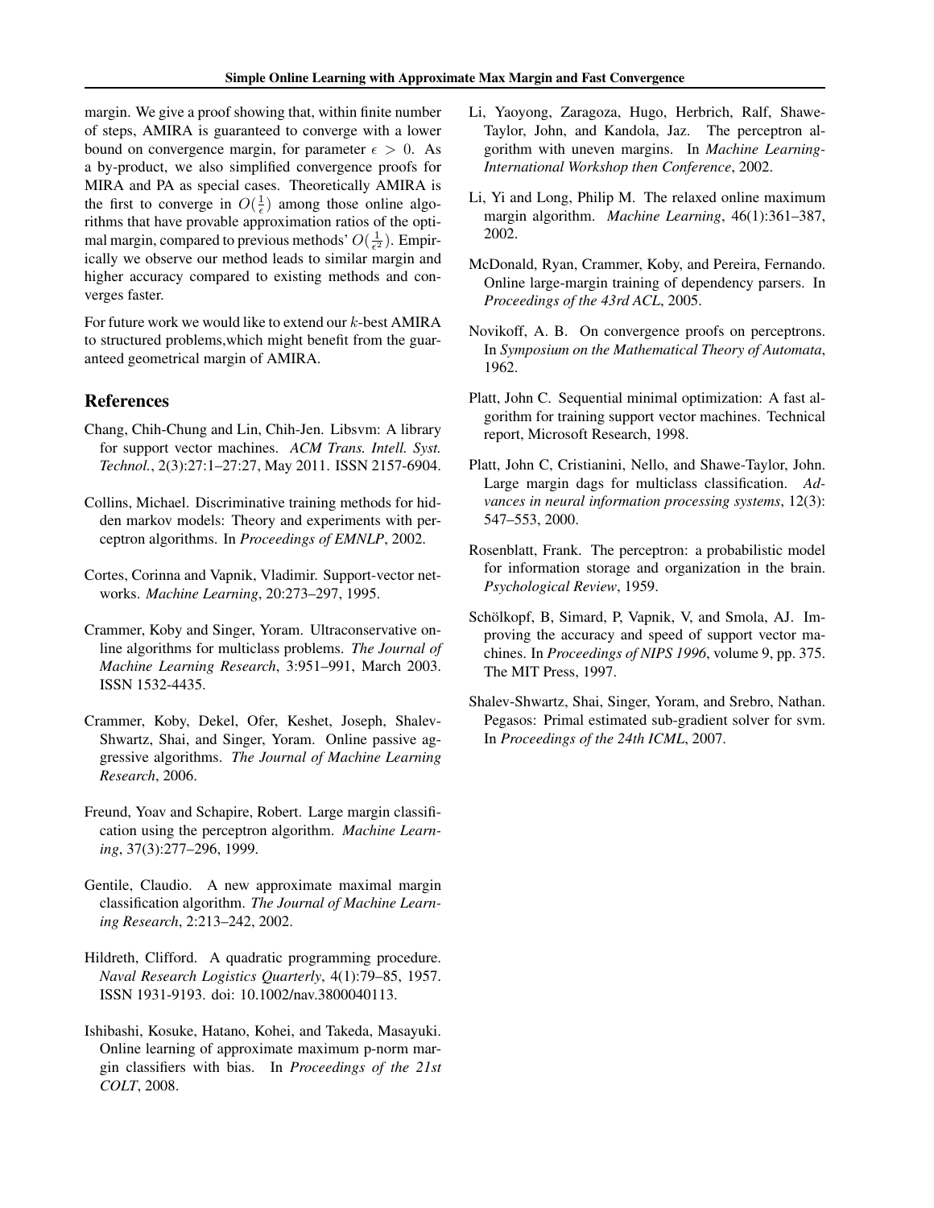margin. We give a proof showing that, within finite number of steps, AMIRA is guaranteed to converge with a lower bound on convergence margin, for parameter $\epsilon > 0$. As a by-product, we also simplified convergence proofs for MIRA and PA as special cases. Theoretically AMIRA is the first to converge in $O(\frac{1}{\epsilon})$ among those online algorithms that have provable approximation ratios of the optimal margin, compared to previous methods' $O(\frac{1}{\epsilon^2})$. Empirically we observe our method leads to similar margin and higher accuracy compared to existing methods and converges faster.

For future work we would like to extend our $k$-best AMIRA to structured problems,which might benefit from the guaranteed geometrical margin of AMIRA.

## References

Chang, Chih-Chung and Lin, Chih-Jen. Libsvm: A library for support vector machines. *ACM Trans. Intell. Syst. Technol.*, 2(3):27:1–27:27, May 2011. ISSN 2157-6904.

Collins, Michael. Discriminative training methods for hidden markov models: Theory and experiments with perceptron algorithms. In *Proceedings of EMNLP*, 2002.

Cortes, Corinna and Vapnik, Vladimir. Support-vector networks. *Machine Learning*, 20:273–297, 1995.

Crammer, Koby and Singer, Yoram. Ultraconservative online algorithms for multiclass problems. *The Journal of Machine Learning Research*, 3:951–991, March 2003. ISSN 1532-4435.

Crammer, Koby, Dekel, Ofer, Keshet, Joseph, Shalev-Shwartz, Shai, and Singer, Yoram. Online passive aggressive algorithms. *The Journal of Machine Learning Research*, 2006.

Freund, Yoav and Schapire, Robert. Large margin classification using the perceptron algorithm. *Machine Learning*, 37(3):277–296, 1999.

Gentile, Claudio. A new approximate maximal margin classification algorithm. *The Journal of Machine Learning Research*, 2:213–242, 2002.

Hildreth, Clifford. A quadratic programming procedure. *Naval Research Logistics Quarterly*, 4(1):79–85, 1957. ISSN 1931-9193. doi: 10.1002/nav.3800040113.

Ishibashi, Kosuke, Hatano, Kohei, and Takeda, Masayuki. Online learning of approximate maximum p-norm margin classifiers with bias. In *Proceedings of the 21st COLT*, 2008.

Li, Yaoyong, Zaragoza, Hugo, Herbrich, Ralf, Shawe-Taylor, John, and Kandola, Jaz. The perceptron algorithm with uneven margins. In *Machine Learning-International Workshop then Conference*, 2002.

Li, Yi and Long, Philip M. The relaxed online maximum margin algorithm. *Machine Learning*, 46(1):361–387, 2002.

McDonald, Ryan, Crammer, Koby, and Pereira, Fernando. Online large-margin training of dependency parsers. In *Proceedings of the 43rd ACL*, 2005.

Novikoff, A. B. On convergence proofs on perceptrons. In *Symposium on the Mathematical Theory of Automata*, 1962.

Platt, John C. Sequential minimal optimization: A fast algorithm for training support vector machines. Technical report, Microsoft Research, 1998.

Platt, John C, Cristianini, Nello, and Shawe-Taylor, John. Large margin dags for multiclass classification. *Advances in neural information processing systems*, 12(3): 547–553, 2000.

Rosenblatt, Frank. The perceptron: a probabilistic model for information storage and organization in the brain. *Psychological Review*, 1959.

Schölkopf, B, Simard, P, Vapnik, V, and Smola, AJ. Improving the accuracy and speed of support vector machines. In *Proceedings of NIPS 1996*, volume 9, pp. 375. The MIT Press, 1997.

Shalev-Shwartz, Shai, Singer, Yoram, and Srebro, Nathan. Pegasos: Primal estimated sub-gradient solver for svm. In *Proceedings of the 24th ICML*, 2007.